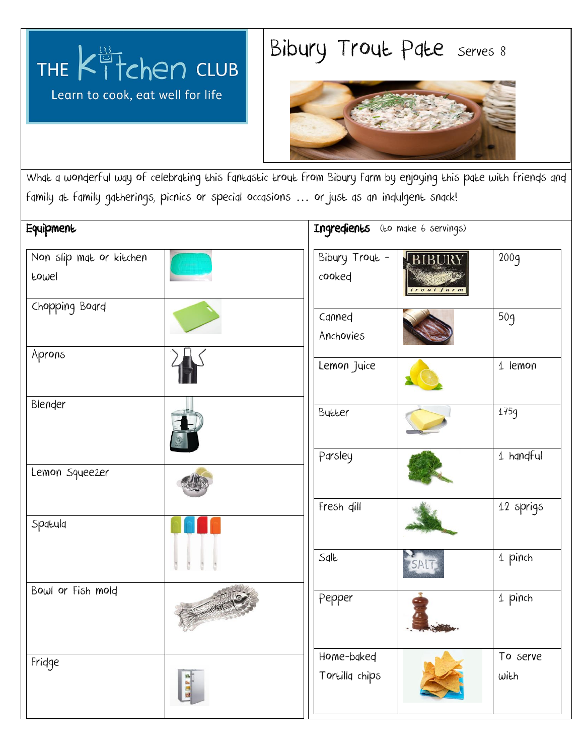THE Kitchen CLUB

Learn to cook, eat well for life

# Bibury Trout Pate Serves 8

What a wonderful way of celebrating this fantastic trout from Bibury Farm by enjoying this pate with friends and family at family gatherings, picnics or special occasions … or just as an indulgent snack!

## Equipment

| Equipment |
| --- |
| Non slip mat or kitchen towel |
| Chopping Board |
| Aprons |
| Blender |
| Lemon Squeezer |
| Spatula |
| Bowl or Fish mold |
| Fridge |

## Ingredients (to make 6 servings)

| Ingredient | Quantity |
| --- | --- |
| Bibury Trout - cooked | 200g |
| Canned Anchovies | 50g |
| Lemon Juice | 1 lemon |
| Butter | 175g |
| Parsley | 1 handful |
| Fresh dill | 12 sprigs |
| Salt | 1 pinch |
| Pepper | 1 pinch |
| Home-baked Tortilla chips | To serve with |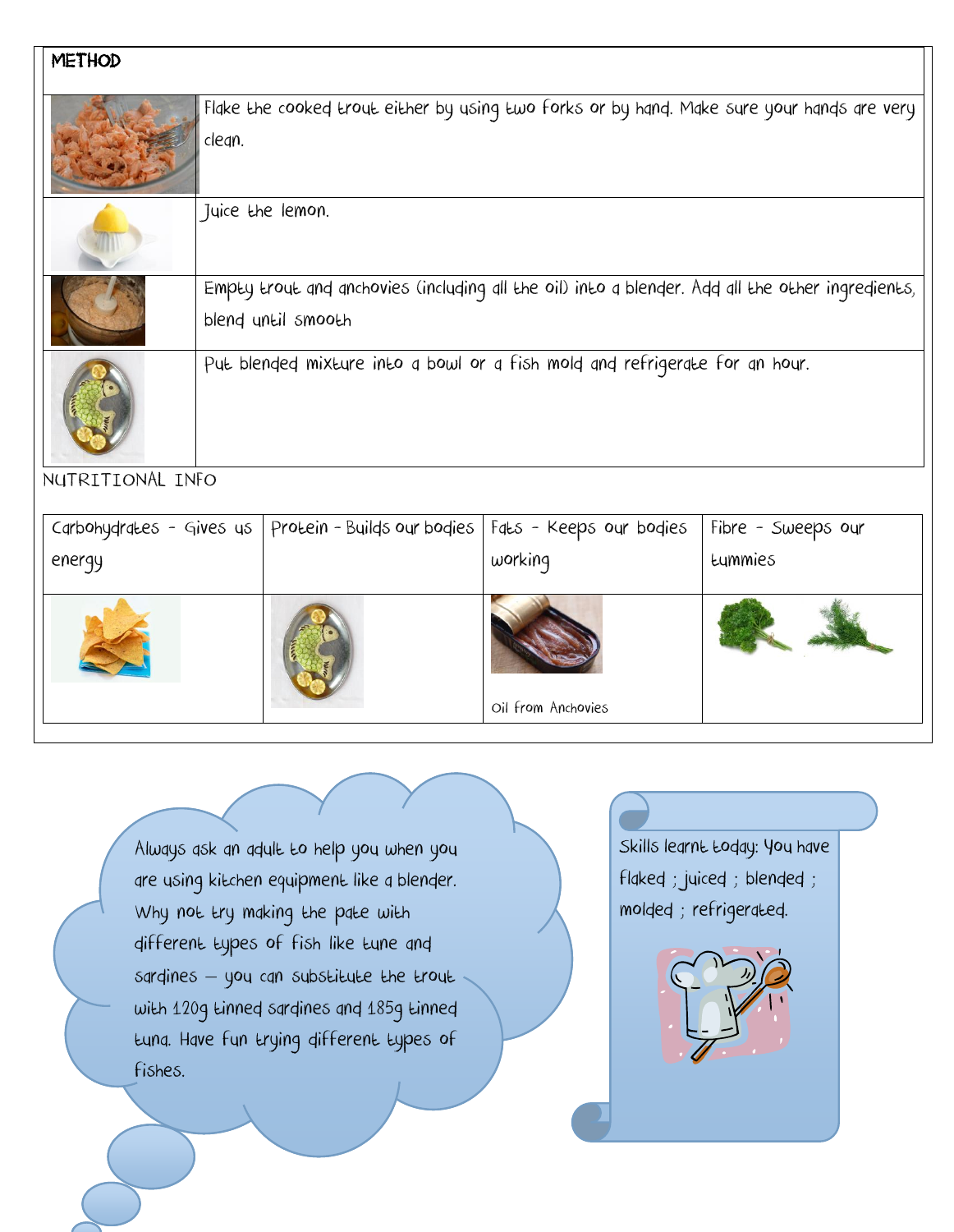## METHOD

| | |
|---|---|
| | Flake the cooked trout either by using two forks or by hand. Make sure your hands are very clean. |
| | Juice the lemon. |
| | Empty trout and anchovies (including all the oil) into a blender. Add all the other ingredients, blend until smooth |
| | Put blended mixture into a bowl or a fish mold and refrigerate for an hour. |

NUTRITIONAL INFO

| Carbohydrates - Gives us energy | Protein - Builds our bodies | Fats - Keeps our bodies working | Fibre - Sweeps our tummies |
|---|---|---|---|
| | | Oil from Anchovies | |

Always ask an adult to help you when you are using kitchen equipment like a blender. Why not try making the pate with different types of fish like tune and sardines – you can substitute the trout with 120g tinned sardines and 185g tinned tuna. Have fun trying different types of fishes.

Skills learnt today: You have flaked ; juiced ; blended ; molded ; refrigerated.